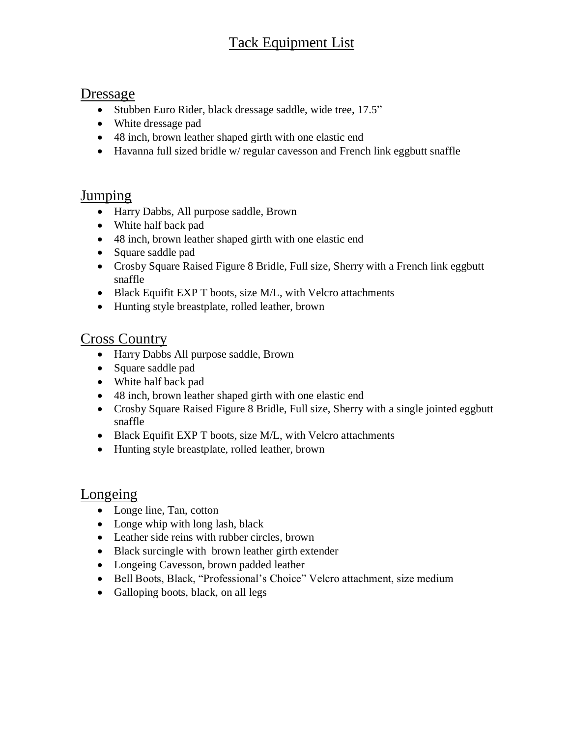# Tack Equipment List

## Dressage

- Stubben Euro Rider, black dressage saddle, wide tree, 17.5”
- White dressage pad
- 48 inch, brown leather shaped girth with one elastic end
- Havanna full sized bridle w/ regular cavesson and French link eggbutt snaffle

## Jumping

- Harry Dabbs, All purpose saddle, Brown
- White half back pad
- 48 inch, brown leather shaped girth with one elastic end
- Square saddle pad
- Crosby Square Raised Figure 8 Bridle, Full size, Sherry with a French link eggbutt snaffle
- Black Equifit EXP T boots, size M/L, with Velcro attachments
- Hunting style breastplate, rolled leather, brown

## Cross Country

- Harry Dabbs All purpose saddle, Brown
- Square saddle pad
- White half back pad
- 48 inch, brown leather shaped girth with one elastic end
- Crosby Square Raised Figure 8 Bridle, Full size, Sherry with a single jointed eggbutt snaffle
- Black Equifit EXP T boots, size M/L, with Velcro attachments
- Hunting style breastplate, rolled leather, brown

## Longeing

- Longe line, Tan, cotton
- Longe whip with long lash, black
- Leather side reins with rubber circles, brown
- Black surcingle with brown leather girth extender
- Longeing Cavesson, brown padded leather
- Bell Boots, Black, “Professional’s Choice” Velcro attachment, size medium
- Galloping boots, black, on all legs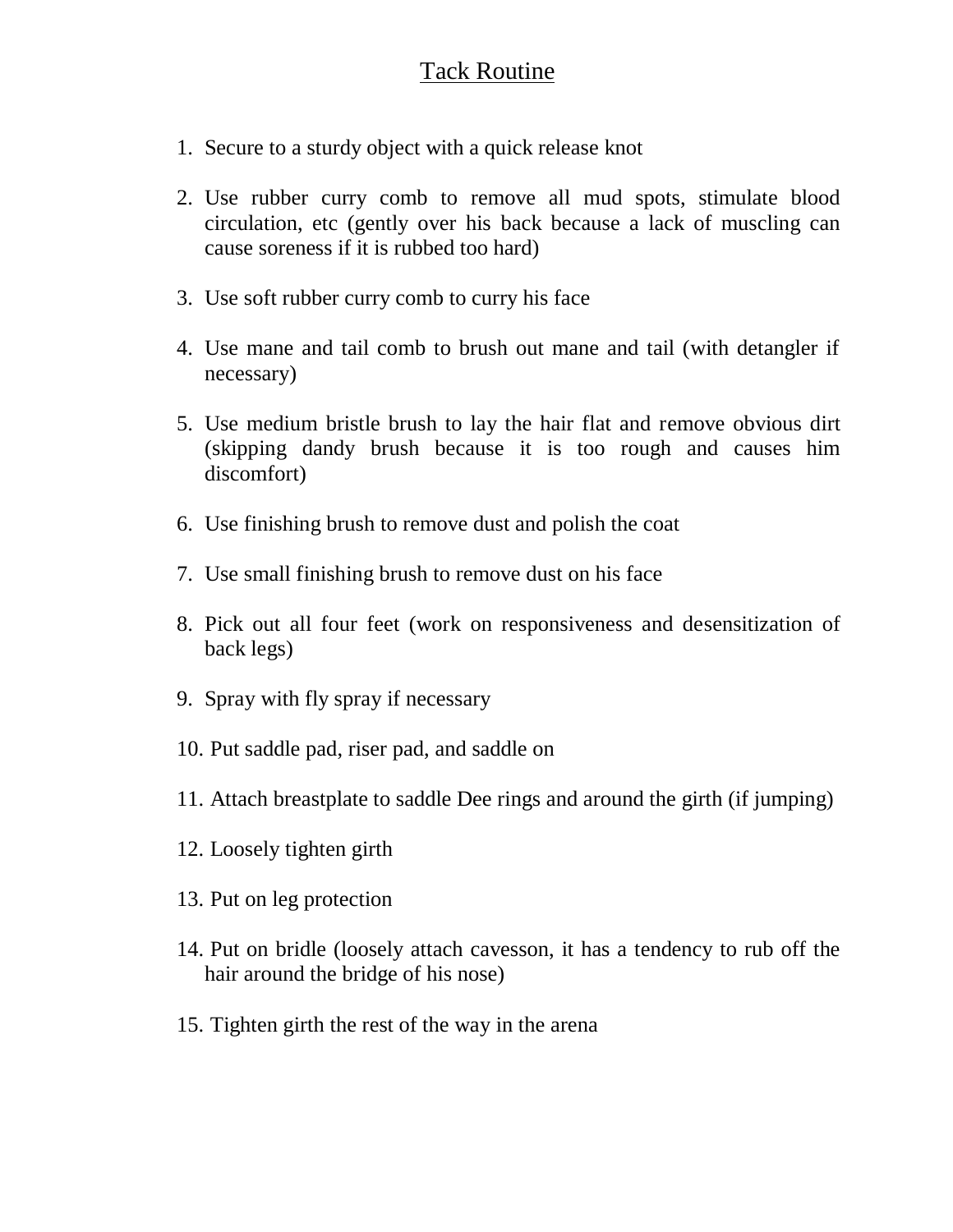# Tack Routine

1. Secure to a sturdy object with a quick release knot
2. Use rubber curry comb to remove all mud spots, stimulate blood circulation, etc (gently over his back because a lack of muscling can cause soreness if it is rubbed too hard)
3. Use soft rubber curry comb to curry his face
4. Use mane and tail comb to brush out mane and tail (with detangler if necessary)
5. Use medium bristle brush to lay the hair flat and remove obvious dirt (skipping dandy brush because it is too rough and causes him discomfort)
6. Use finishing brush to remove dust and polish the coat
7. Use small finishing brush to remove dust on his face
8. Pick out all four feet (work on responsiveness and desensitization of back legs)
9. Spray with fly spray if necessary
10. Put saddle pad, riser pad, and saddle on
11. Attach breastplate to saddle Dee rings and around the girth (if jumping)
12. Loosely tighten girth
13. Put on leg protection
14. Put on bridle (loosely attach cavesson, it has a tendency to rub off the hair around the bridge of his nose)
15. Tighten girth the rest of the way in the arena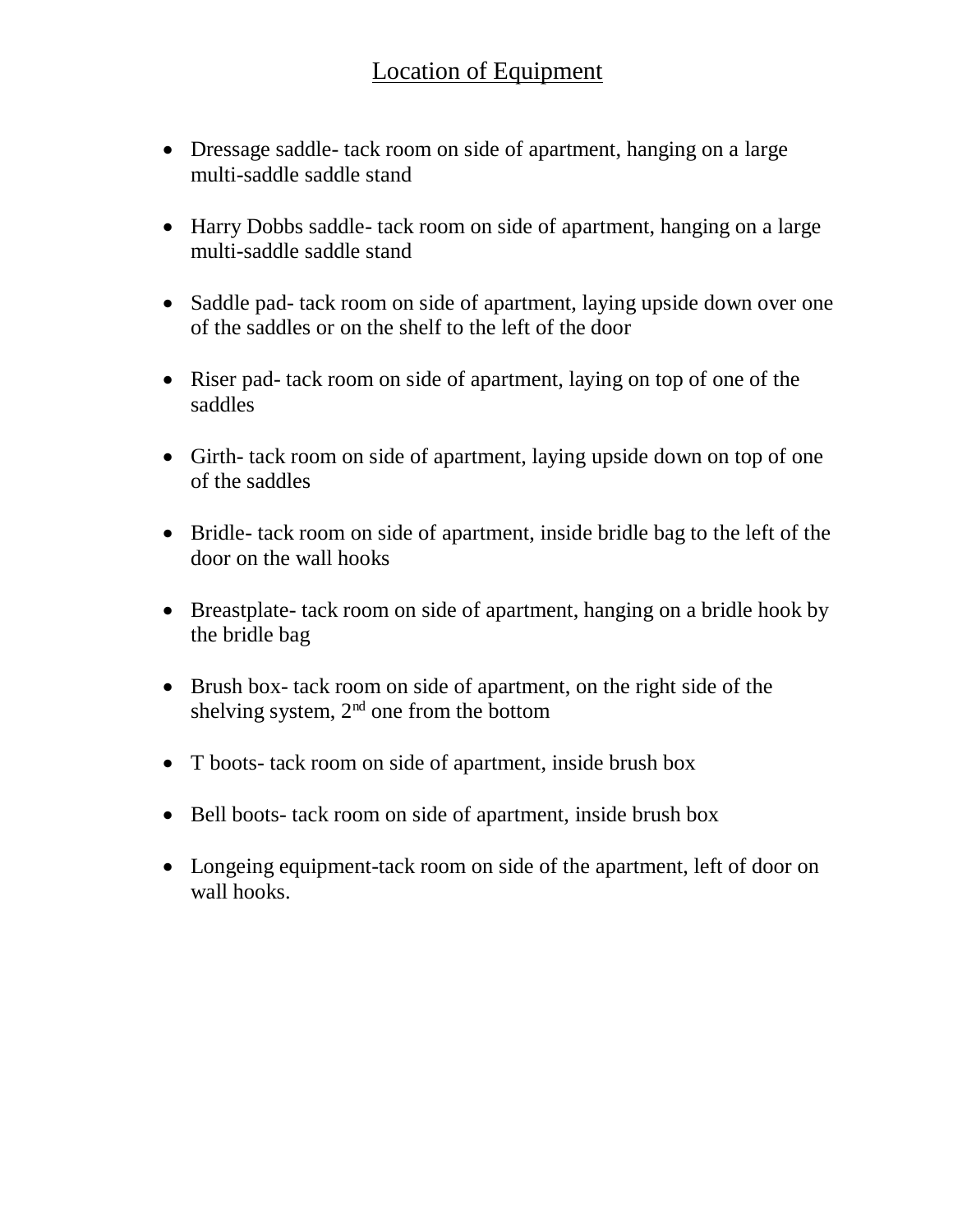# Location of Equipment

- Dressage saddle- tack room on side of apartment, hanging on a large multi-saddle saddle stand
- Harry Dobbs saddle- tack room on side of apartment, hanging on a large multi-saddle saddle stand
- Saddle pad- tack room on side of apartment, laying upside down over one of the saddles or on the shelf to the left of the door
- Riser pad- tack room on side of apartment, laying on top of one of the saddles
- Girth- tack room on side of apartment, laying upside down on top of one of the saddles
- Bridle- tack room on side of apartment, inside bridle bag to the left of the door on the wall hooks
- Breastplate- tack room on side of apartment, hanging on a bridle hook by the bridle bag
- Brush box- tack room on side of apartment, on the right side of the shelving system, 2nd one from the bottom
- T boots- tack room on side of apartment, inside brush box
- Bell boots- tack room on side of apartment, inside brush box
- Longeing equipment-tack room on side of the apartment, left of door on wall hooks.